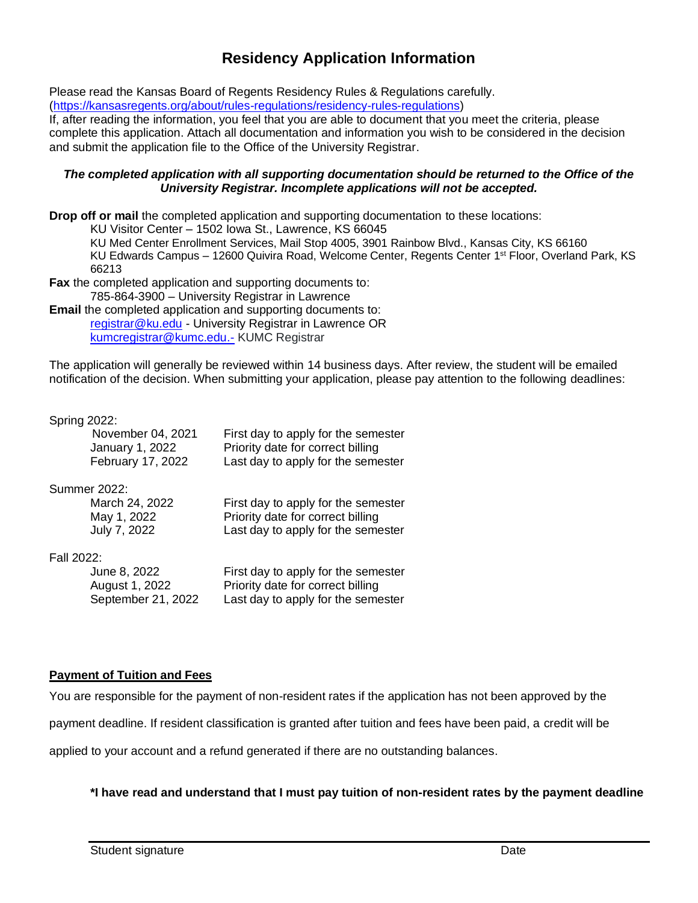# Residency Application Information

Please read the Kansas Board of Regents Residency Rules & Regulations carefully. (https://kansasregents.org/about/rules-regulations/residency-rules-regulations)
If, after reading the information, you feel that you are able to document that you meet the criteria, please complete this application. Attach all documentation and information you wish to be considered in the decision and submit the application file to the Office of the University Registrar.

***The completed application with all supporting documentation should be returned to the Office of the University Registrar. Incomplete applications will not be accepted.***

**Drop off or mail** the completed application and supporting documentation to these locations:

KU Visitor Center – 1502 Iowa St., Lawrence, KS 66045
KU Med Center Enrollment Services, Mail Stop 4005, 3901 Rainbow Blvd., Kansas City, KS 66160
KU Edwards Campus – 12600 Quivira Road, Welcome Center, Regents Center 1st Floor, Overland Park, KS 66213

**Fax** the completed application and supporting documents to:

785-864-3900 – University Registrar in Lawrence

**Email** the completed application and supporting documents to:

registrar@ku.edu - University Registrar in Lawrence OR
kumcregistrar@kumc.edu.- KUMC Registrar

The application will generally be reviewed within 14 business days. After review, the student will be emailed notification of the decision. When submitting your application, please pay attention to the following deadlines:

Spring 2022:

| | |
|---|---|
| November 04, 2021 | First day to apply for the semester |
| January 1, 2022 | Priority date for correct billing |
| February 17, 2022 | Last day to apply for the semester |

Summer 2022:

| | |
|---|---|
| March 24, 2022 | First day to apply for the semester |
| May 1, 2022 | Priority date for correct billing |
| July 7, 2022 | Last day to apply for the semester |

Fall 2022:

| | |
|---|---|
| June 8, 2022 | First day to apply for the semester |
| August 1, 2022 | Priority date for correct billing |
| September 21, 2022 | Last day to apply for the semester |

**Payment of Tuition and Fees**

You are responsible for the payment of non-resident rates if the application has not been approved by the payment deadline. If resident classification is granted after tuition and fees have been paid, a credit will be applied to your account and a refund generated if there are no outstanding balances.

**\*I have read and understand that I must pay tuition of non-resident rates by the payment deadline**

Student signature Date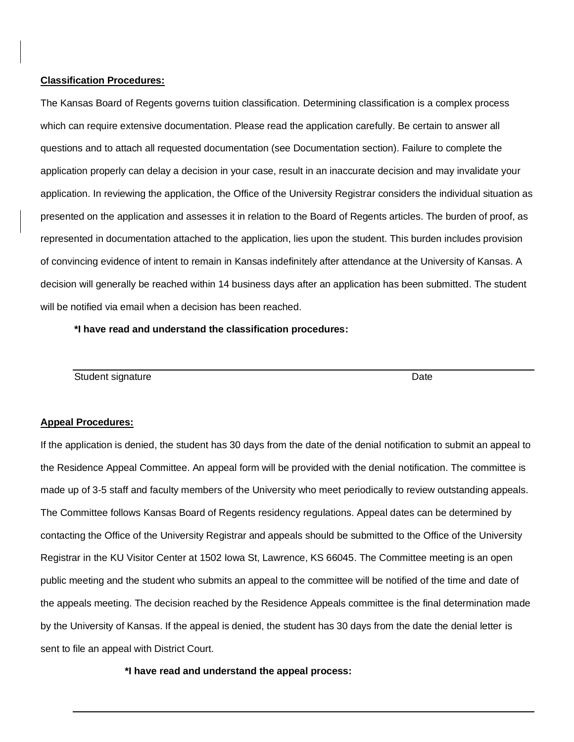**Classification Procedures:**

The Kansas Board of Regents governs tuition classification. Determining classification is a complex process which can require extensive documentation. Please read the application carefully. Be certain to answer all questions and to attach all requested documentation (see Documentation section). Failure to complete the application properly can delay a decision in your case, result in an inaccurate decision and may invalidate your application. In reviewing the application, the Office of the University Registrar considers the individual situation as presented on the application and assesses it in relation to the Board of Regents articles. The burden of proof, as represented in documentation attached to the application, lies upon the student. This burden includes provision of convincing evidence of intent to remain in Kansas indefinitely after attendance at the University of Kansas. A decision will generally be reached within 14 business days after an application has been submitted. The student will be notified via email when a decision has been reached.

**\*I have read and understand the classification procedures:**

Student signature ______________________________ Date ____________

**Appeal Procedures:**

If the application is denied, the student has 30 days from the date of the denial notification to submit an appeal to the Residence Appeal Committee. An appeal form will be provided with the denial notification. The committee is made up of 3-5 staff and faculty members of the University who meet periodically to review outstanding appeals. The Committee follows Kansas Board of Regents residency regulations. Appeal dates can be determined by contacting the Office of the University Registrar and appeals should be submitted to the Office of the University Registrar in the KU Visitor Center at 1502 Iowa St, Lawrence, KS 66045. The Committee meeting is an open public meeting and the student who submits an appeal to the committee will be notified of the time and date of the appeals meeting. The decision reached by the Residence Appeals committee is the final determination made by the University of Kansas. If the appeal is denied, the student has 30 days from the date the denial letter is sent to file an appeal with District Court.

**\*I have read and understand the appeal process:**

______________________________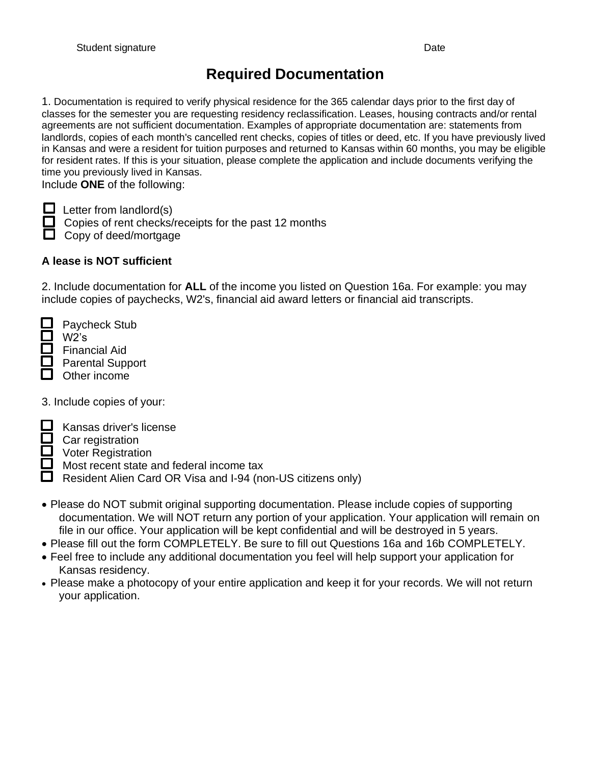Student signature Date

## Required Documentation

1. Documentation is required to verify physical residence for the 365 calendar days prior to the first day of classes for the semester you are requesting residency reclassification. Leases, housing contracts and/or rental agreements are not sufficient documentation. Examples of appropriate documentation are: statements from landlords, copies of each month's cancelled rent checks, copies of titles or deed, etc. If you have previously lived in Kansas and were a resident for tuition purposes and returned to Kansas within 60 months, you may be eligible for resident rates. If this is your situation, please complete the application and include documents verifying the time you previously lived in Kansas.

Include **ONE** of the following:

- ☐ Letter from landlord(s)
- ☐ Copies of rent checks/receipts for the past 12 months
- ☐ Copy of deed/mortgage

**A lease is NOT sufficient**

2. Include documentation for **ALL** of the income you listed on Question 16a. For example: you may include copies of paychecks, W2's, financial aid award letters or financial aid transcripts.

- ☐ Paycheck Stub
- ☐ W2's
- ☐ Financial Aid
- ☐ Parental Support
- ☐ Other income

3. Include copies of your:

- ☐ Kansas driver's license
- ☐ Car registration
- ☐ Voter Registration
- ☐ Most recent state and federal income tax
- ☐ Resident Alien Card OR Visa and I-94 (non-US citizens only)

- Please do NOT submit original supporting documentation. Please include copies of supporting documentation. We will NOT return any portion of your application. Your application will remain on file in our office. Your application will be kept confidential and will be destroyed in 5 years.
- Please fill out the form COMPLETELY. Be sure to fill out Questions 16a and 16b COMPLETELY.
- Feel free to include any additional documentation you feel will help support your application for Kansas residency.
- Please make a photocopy of your entire application and keep it for your records. We will not return your application.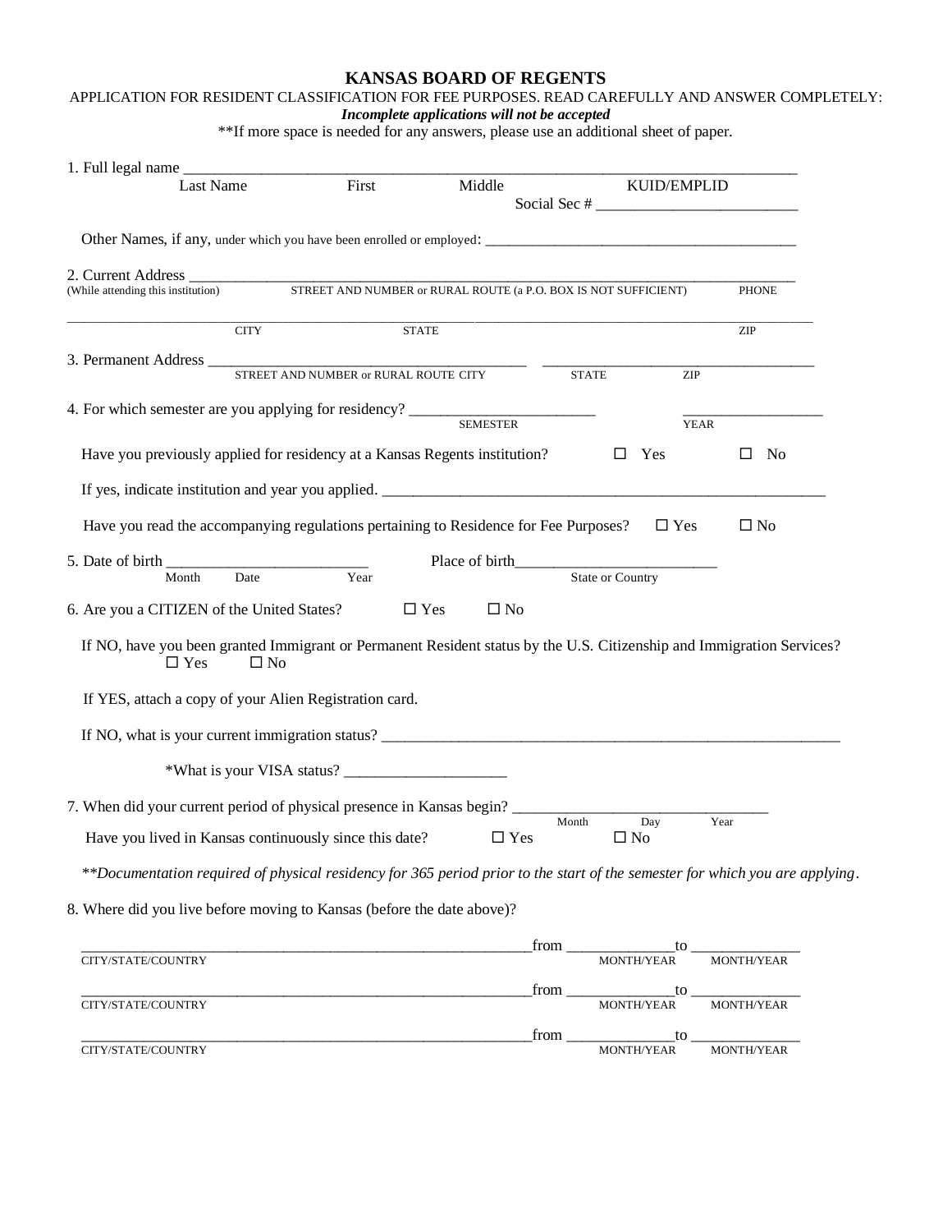# KANSAS BOARD OF REGENTS

APPLICATION FOR RESIDENT CLASSIFICATION FOR FEE PURPOSES. READ CAREFULLY AND ANSWER COMPLETELY:

***Incomplete applications will not be accepted***

**If more space is needed for any answers, please use an additional sheet of paper.

1. Full legal name ______________________________________________________________________________
   Last Name First Middle KUID/EMPLID
   Social Sec # __________________________

   Other Names, if any, under which you have been enrolled or employed: __________________________________________

2. Current Address ______________________________________________________________________________
   (While attending this institution) STREET AND NUMBER or RURAL ROUTE (a P.O. BOX IS NOT SUFFICIENT) PHONE

   ______________________________________________________________________________
   CITY STATE ZIP

3. Permanent Address __________________________________________ ____________________________________
   STREET AND NUMBER or RURAL ROUTE CITY STATE ZIP

4. For which semester are you applying for residency? ________________________ __________________
   SEMESTER YEAR

   Have you previously applied for residency at a Kansas Regents institution? ☐ Yes ☐ No

   If yes, indicate institution and year you applied. __________________________________________________________

   Have you read the accompanying regulations pertaining to Residence for Fee Purposes? ☐ Yes ☐ No

5. Date of birth __________________________ Place of birth__________________________
   Month Date Year State or Country

6. Are you a CITIZEN of the United States? ☐ Yes ☐ No

   If NO, have you been granted Immigrant or Permanent Resident status by the U.S. Citizenship and Immigration Services? ☐ Yes ☐ No

   If YES, attach a copy of your Alien Registration card.

   If NO, what is your current immigration status? ______________________________________________________________

   *What is your VISA status? _____________________

7. When did your current period of physical presence in Kansas begin? ________________________________
   Month Day Year

   Have you lived in Kansas continuously since this date? ☐ Yes ☐ No

   ***Documentation required of physical residency for 365 period prior to the start of the semester for which you are applying.*

8. Where did you live before moving to Kansas (before the date above)?

   ___________________________________________________________from ______________to ______________
   CITY/STATE/COUNTRY MONTH/YEAR MONTH/YEAR

   ___________________________________________________________from ______________to ______________
   CITY/STATE/COUNTRY MONTH/YEAR MONTH/YEAR

   ___________________________________________________________from ______________to ______________
   CITY/STATE/COUNTRY MONTH/YEAR MONTH/YEAR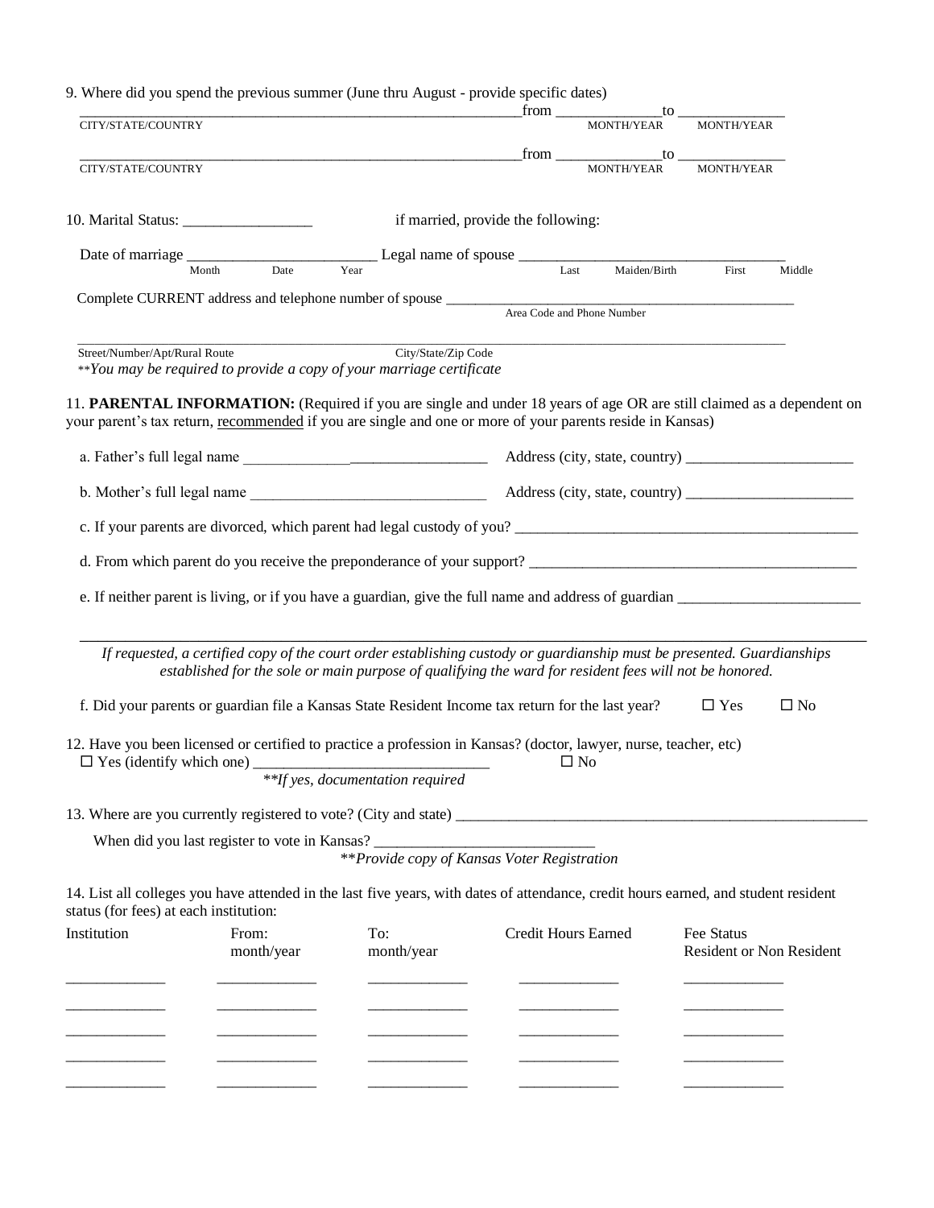9. Where did you spend the previous summer (June thru August - provide specific dates)

_____________________________________________ from ____________ to ____________
CITY/STATE/COUNTRY                                    MONTH/YEAR        MONTH/YEAR

_____________________________________________ from ____________ to ____________
CITY/STATE/COUNTRY                                    MONTH/YEAR        MONTH/YEAR

10. Marital Status: _________________          if married, provide the following:

Date of marriage ________________________ Legal name of spouse ______________________________
Month    Date    Year                                   Last    Maiden/Birth    First    Middle

Complete CURRENT address and telephone number of spouse ______________________________
Area Code and Phone Number

_____________________________________________________________________________
Street/Number/Apt/Rural Route                    City/State/Zip Code

***You may be required to provide a copy of your marriage certificate*

11. **PARENTAL INFORMATION:** (Required if you are single and under 18 years of age OR are still claimed as a dependent on your parent's tax return, recommended if you are single and one or more of your parents reside in Kansas)

a. Father's full legal name ________________________________ Address (city, state, country) ______________________

b. Mother's full legal name ________________________________ Address (city, state, country) ______________________

c. If your parents are divorced, which parent had legal custody of you? ______________________________________________

d. From which parent do you receive the preponderance of your support? ______________________________________________

e. If neither parent is living, or if you have a guardian, give the full name and address of guardian ________________________

_____________________________________________________________________________

*If requested, a certified copy of the court order establishing custody or guardianship must be presented. Guardianships established for the sole or main purpose of qualifying the ward for resident fees will not be honored.*

f. Did your parents or guardian file a Kansas State Resident Income tax return for the last year?  ☐ Yes  ☐ No

12. Have you been licensed or certified to practice a profession in Kansas? (doctor, lawyer, nurse, teacher, etc)
☐ Yes (identify which one) ______________________________  ☐ No
***If yes, documentation required*

13. Where are you currently registered to vote? (City and state) ______________________________________________________

When did you last register to vote in Kansas? ______________________________
***Provide copy of Kansas Voter Registration*

14. List all colleges you have attended in the last five years, with dates of attendance, credit hours earned, and student resident status (for fees) at each institution:

| Institution | From: month/year | To: month/year | Credit Hours Earned | Fee Status Resident or Non Resident |
|---|---|---|---|---|
| | | | | |
| | | | | |
| | | | | |
| | | | | |
| | | | | |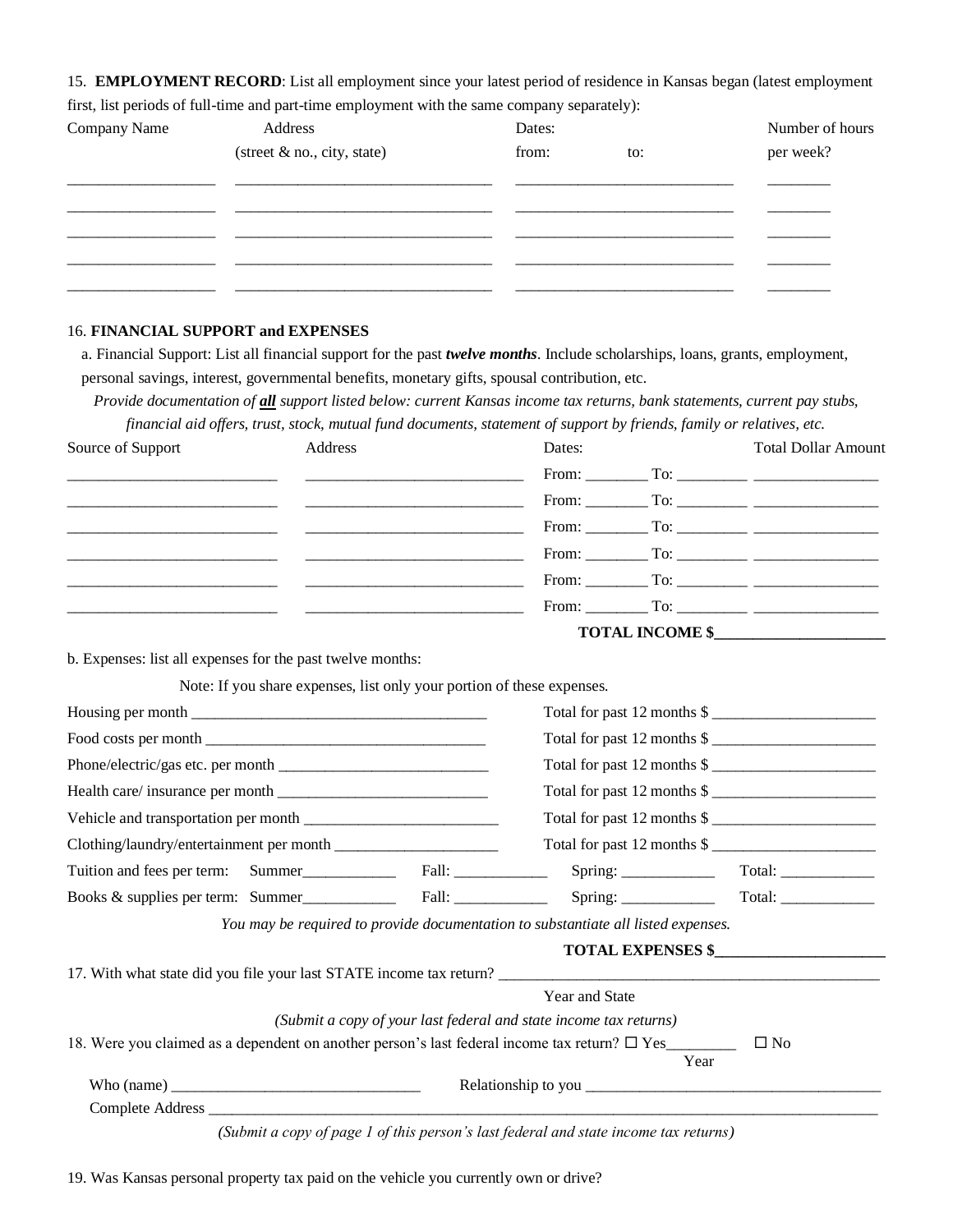15. **EMPLOYMENT RECORD**: List all employment since your latest period of residence in Kansas began (latest employment first, list periods of full-time and part-time employment with the same company separately):

| Company Name | Address (street & no., city, state) | Dates: from: to: | Number of hours per week? |
|---|---|---|---|
| ___________________ | ___________________________________ | _____________________________ | ________ |
| ___________________ | ___________________________________ | _____________________________ | ________ |
| ___________________ | ___________________________________ | _____________________________ | ________ |
| ___________________ | ___________________________________ | _____________________________ | ________ |
| ___________________ | ___________________________________ | _____________________________ | ________ |

16. **FINANCIAL SUPPORT and EXPENSES**

a. Financial Support: List all financial support for the past ***twelve months***. Include scholarships, loans, grants, employment, personal savings, interest, governmental benefits, monetary gifts, spousal contribution, etc.

*Provide documentation of **all** support listed below: current Kansas income tax returns, bank statements, current pay stubs, financial aid offers, trust, stock, mutual fund documents, statement of support by friends, family or relatives, etc.*

| Source of Support | Address | Dates: | Total Dollar Amount |
|---|---|---|---|
| ___________________________ | _____________________________ | From: ________ To: _________ | ________________ |
| ___________________________ | _____________________________ | From: ________ To: _________ | ________________ |
| ___________________________ | _____________________________ | From: ________ To: _________ | ________________ |
| ___________________________ | _____________________________ | From: ________ To: _________ | ________________ |
| ___________________________ | _____________________________ | From: ________ To: _________ | ________________ |
| ___________________________ | _____________________________ | From: ________ To: _________ | ________________ |

**TOTAL INCOME $______________________**

b. Expenses: list all expenses for the past twelve months:

Note: If you share expenses, list only your portion of these expenses.

Housing per month ______________________________________ Total for past 12 months $ _____________________

Food costs per month ____________________________________ Total for past 12 months $ _____________________

Phone/electric/gas etc. per month ___________________________ Total for past 12 months $ _____________________

Health care/ insurance per month ___________________________ Total for past 12 months $ _____________________

Vehicle and transportation per month _________________________ Total for past 12 months $ _____________________

Clothing/laundry/entertainment per month _____________________ Total for past 12 months $ _____________________

Tuition and fees per term: Summer____________ Fall: ____________ Spring: ____________ Total: ____________

Books & supplies per term: Summer____________ Fall: ____________ Spring: ____________ Total: ____________

*You may be required to provide documentation to substantiate all listed expenses.*

**TOTAL EXPENSES $______________________**

17. With what state did you file your last STATE income tax return? ___________________________________________________

Year and State

*(Submit a copy of your last federal and state income tax returns)*

18. Were you claimed as a dependent on another person's last federal income tax return? ☐ Yes_________ ☐ No

Year

Who (name) ________________________________ Relationship to you ______________________________________

Complete Address ______________________________________________________________________________________

*(Submit a copy of page 1 of this person's last federal and state income tax returns)*

19. Was Kansas personal property tax paid on the vehicle you currently own or drive?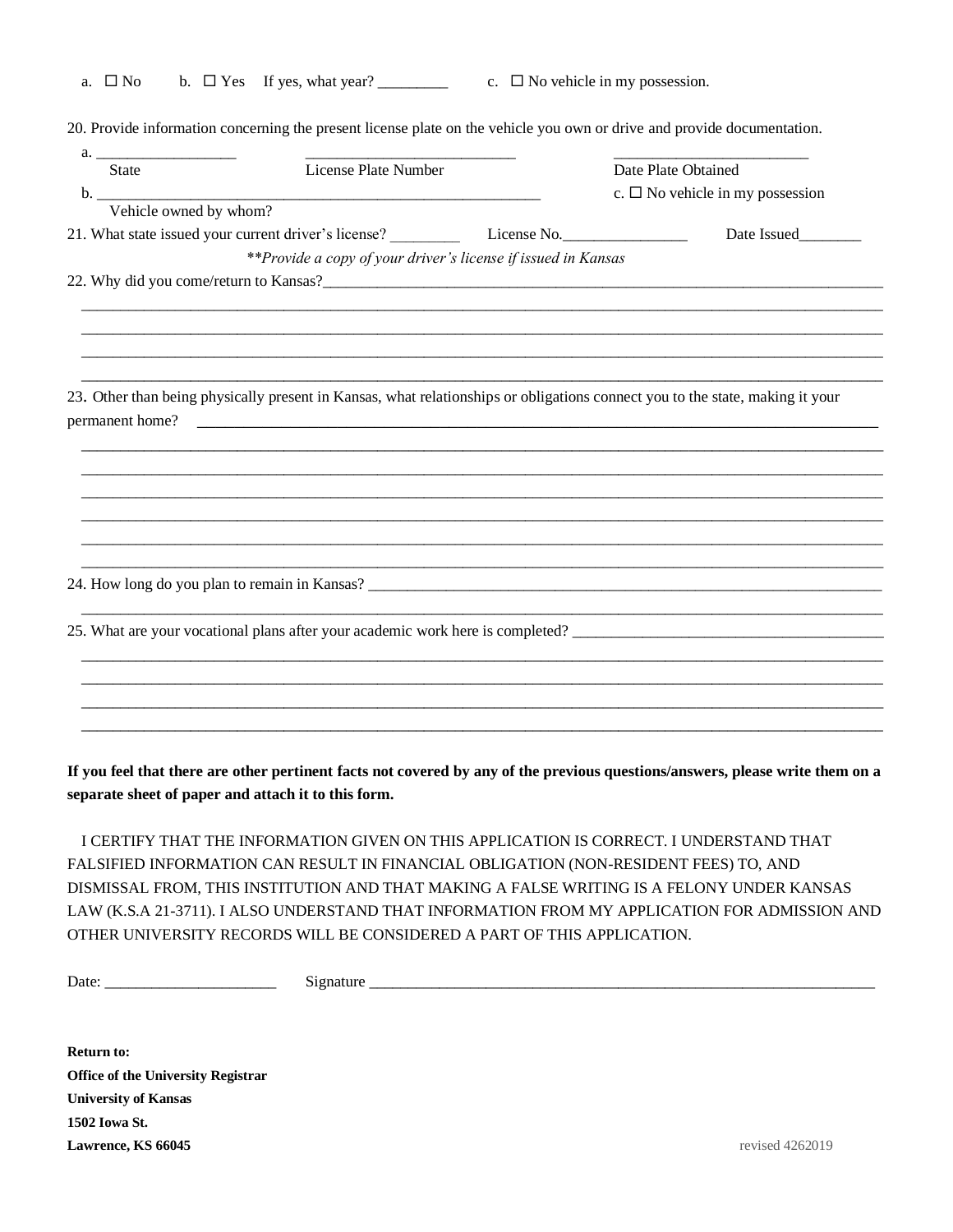a. ☐ No b. ☐ Yes If yes, what year? _________ c. ☐ No vehicle in my possession.

20. Provide information concerning the present license plate on the vehicle you own or drive and provide documentation.

a. __________________ ___________________________ _________________________

State License Plate Number Date Plate Obtained

b. __________________________________________________________ c. ☐ No vehicle in my possession

Vehicle owned by whom?

21. What state issued your current driver's license? _________ License No.________________ Date Issued________

*\*\*Provide a copy of your driver's license if issued in Kansas*

22. Why did you come/return to Kansas?______________________________________________________________________________

__________________________________________________________________________________________________________

__________________________________________________________________________________________________________

__________________________________________________________________________________________________________

__________________________________________________________________________________________________________

23. Other than being physically present in Kansas, what relationships or obligations connect you to the state, making it your permanent home? ________________________________________________________________________________________

__________________________________________________________________________________________________________

__________________________________________________________________________________________________________

__________________________________________________________________________________________________________

__________________________________________________________________________________________________________

__________________________________________________________________________________________________________

__________________________________________________________________________________________________________

24. How long do you plan to remain in Kansas? _________________________________________________________________

__________________________________________________________________________________________________________

25. What are your vocational plans after your academic work here is completed? ________________________________________

__________________________________________________________________________________________________________

__________________________________________________________________________________________________________

__________________________________________________________________________________________________________

__________________________________________________________________________________________________________

**If you feel that there are other pertinent facts not covered by any of the previous questions/answers, please write them on a separate sheet of paper and attach it to this form.**

I CERTIFY THAT THE INFORMATION GIVEN ON THIS APPLICATION IS CORRECT. I UNDERSTAND THAT FALSIFIED INFORMATION CAN RESULT IN FINANCIAL OBLIGATION (NON-RESIDENT FEES) TO, AND DISMISSAL FROM, THIS INSTITUTION AND THAT MAKING A FALSE WRITING IS A FELONY UNDER KANSAS LAW (K.S.A 21-3711). I ALSO UNDERSTAND THAT INFORMATION FROM MY APPLICATION FOR ADMISSION AND OTHER UNIVERSITY RECORDS WILL BE CONSIDERED A PART OF THIS APPLICATION.

Date: ______________________ Signature ______________________________________________________________________

**Return to:**
**Office of the University Registrar**
**University of Kansas**
**1502 Iowa St.**
**Lawrence, KS 66045**

revised 4262019